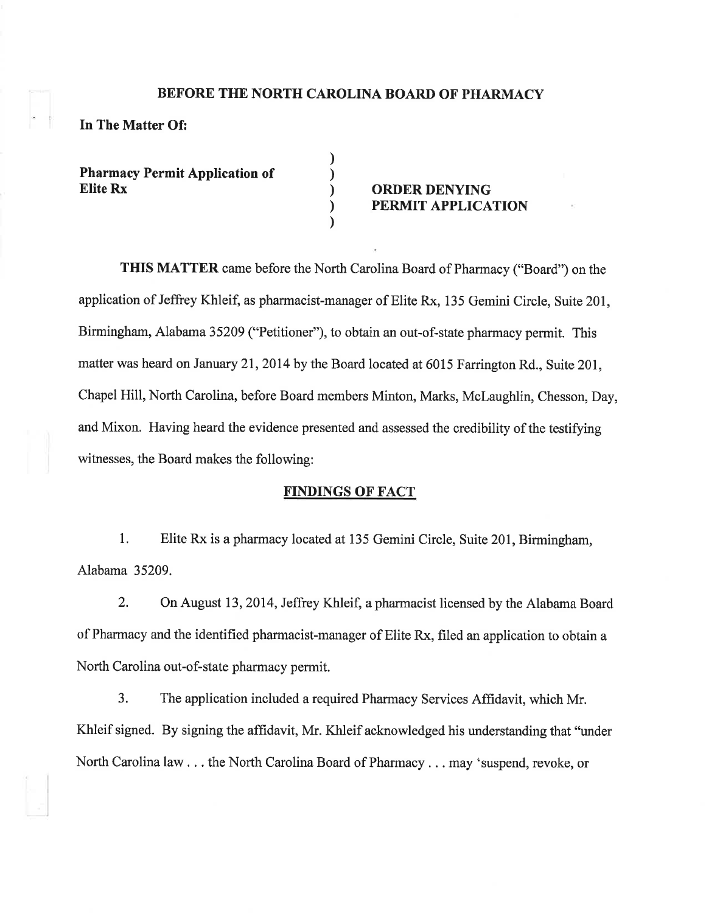**BEFORE THE NORTH CAROLINA BOARD OF PHARMACY**

**In The Matter Of:**

**Pharmacy Permit Application of Elite Rx**

**ORDER DENYING PERMIT APPLICATION**

**THIS MATTER** came before the North Carolina Board of Pharmacy ("Board") on the application of Jeffrey Khleif, as pharmacist-manager of Elite Rx, 135 Gemini Circle, Suite 201, Birmingham, Alabama 35209 ("Petitioner"), to obtain an out-of-state pharmacy permit. This matter was heard on January 21, 2014 by the Board located at 6015 Farrington Rd., Suite 201, Chapel Hill, North Carolina, before Board members Minton, Marks, McLaughlin, Chesson, Day, and Mixon. Having heard the evidence presented and assessed the credibility of the testifying witnesses, the Board makes the following:

## FINDINGS OF FACT

1. Elite Rx is a pharmacy located at 135 Gemini Circle, Suite 201, Birmingham, Alabama 35209.

2. On August 13, 2014, Jeffrey Khleif, a pharmacist licensed by the Alabama Board of Pharmacy and the identified pharmacist-manager of Elite Rx, filed an application to obtain a North Carolina out-of-state pharmacy permit.

3. The application included a required Pharmacy Services Affidavit, which Mr. Khleif signed. By signing the affidavit, Mr. Khleif acknowledged his understanding that "under North Carolina law . . . the North Carolina Board of Pharmacy . . . may 'suspend, revoke, or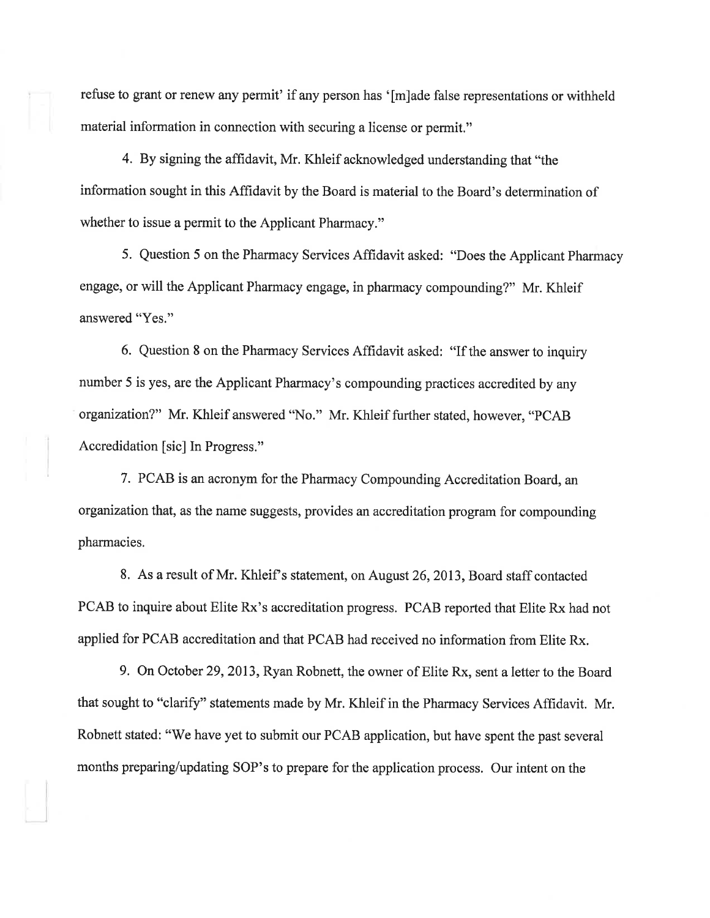refuse to grant or renew any permit' if any person has '[m]ade false representations or withheld material information in connection with securing a license or permit."

4. By signing the affidavit, Mr. Khleif acknowledged understanding that "the information sought in this Affidavit by the Board is material to the Board's determination of whether to issue a permit to the Applicant Pharmacy."

5. Question 5 on the Pharmacy Services Affidavit asked: "Does the Applicant Pharmacy engage, or will the Applicant Pharmacy engage, in pharmacy compounding?" Mr. Khleif answered "Yes."

6. Question 8 on the Pharmacy Services Affidavit asked: "If the answer to inquiry number 5 is yes, are the Applicant Pharmacy's compounding practices accredited by any organization?" Mr. Khleif answered "No." Mr. Khleif further stated, however, "PCAB Accredidation [sic] In Progress."

7. PCAB is an acronym for the Pharmacy Compounding Accreditation Board, an organization that, as the name suggests, provides an accreditation program for compounding pharmacies.

8. As a result of Mr. Khleif's statement, on August 26, 2013, Board staff contacted PCAB to inquire about Elite Rx's accreditation progress. PCAB reported that Elite Rx had not applied for PCAB accreditation and that PCAB had received no information from Elite Rx.

9. On October 29, 2013, Ryan Robnett, the owner of Elite Rx, sent a letter to the Board that sought to "clarify" statements made by Mr. Khleif in the Pharmacy Services Affidavit. Mr. Robnett stated: "We have yet to submit our PCAB application, but have spent the past several months preparing/updating SOP's to prepare for the application process. Our intent on the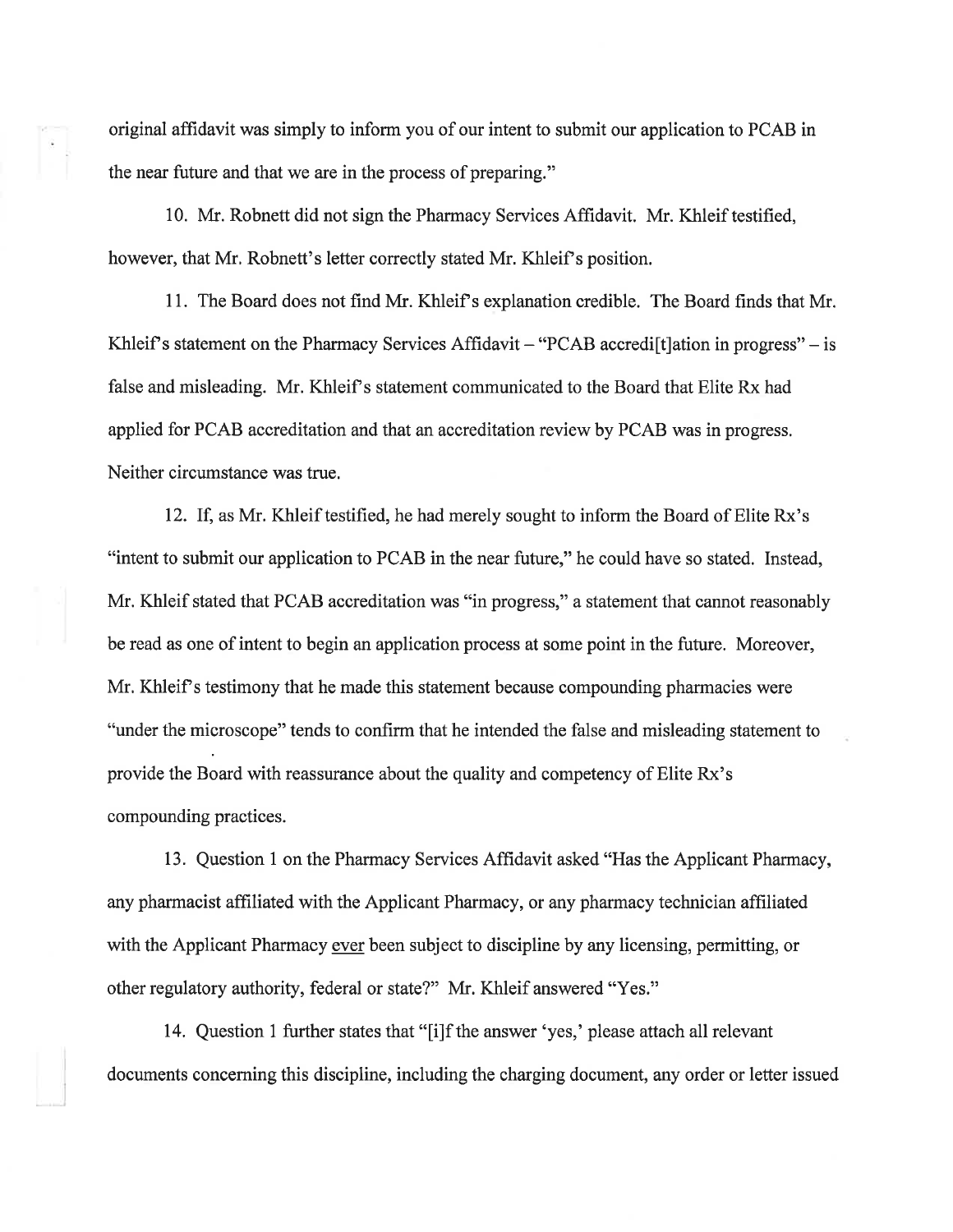original affidavit was simply to inform you of our intent to submit our application to PCAB in the near future and that we are in the process of preparing."

10. Mr. Robnett did not sign the Pharmacy Services Affidavit. Mr. Khleif testified, however, that Mr. Robnett's letter correctly stated Mr. Khleif's position.

11. The Board does not find Mr. Khleif's explanation credible. The Board finds that Mr. Khleif's statement on the Pharmacy Services Affidavit – "PCAB accredi[t]ation in progress" – is false and misleading. Mr. Khleif's statement communicated to the Board that Elite Rx had applied for PCAB accreditation and that an accreditation review by PCAB was in progress. Neither circumstance was true.

12. If, as Mr. Khleif testified, he had merely sought to inform the Board of Elite Rx's "intent to submit our application to PCAB in the near future," he could have so stated. Instead, Mr. Khleif stated that PCAB accreditation was "in progress," a statement that cannot reasonably be read as one of intent to begin an application process at some point in the future. Moreover, Mr. Khleif's testimony that he made this statement because compounding pharmacies were "under the microscope" tends to confirm that he intended the false and misleading statement to provide the Board with reassurance about the quality and competency of Elite Rx's compounding practices.

13. Question 1 on the Pharmacy Services Affidavit asked "Has the Applicant Pharmacy, any pharmacist affiliated with the Applicant Pharmacy, or any pharmacy technician affiliated with the Applicant Pharmacy ever been subject to discipline by any licensing, permitting, or other regulatory authority, federal or state?" Mr. Khleif answered "Yes."

14. Question 1 further states that "[i]f the answer 'yes,' please attach all relevant documents concerning this discipline, including the charging document, any order or letter issued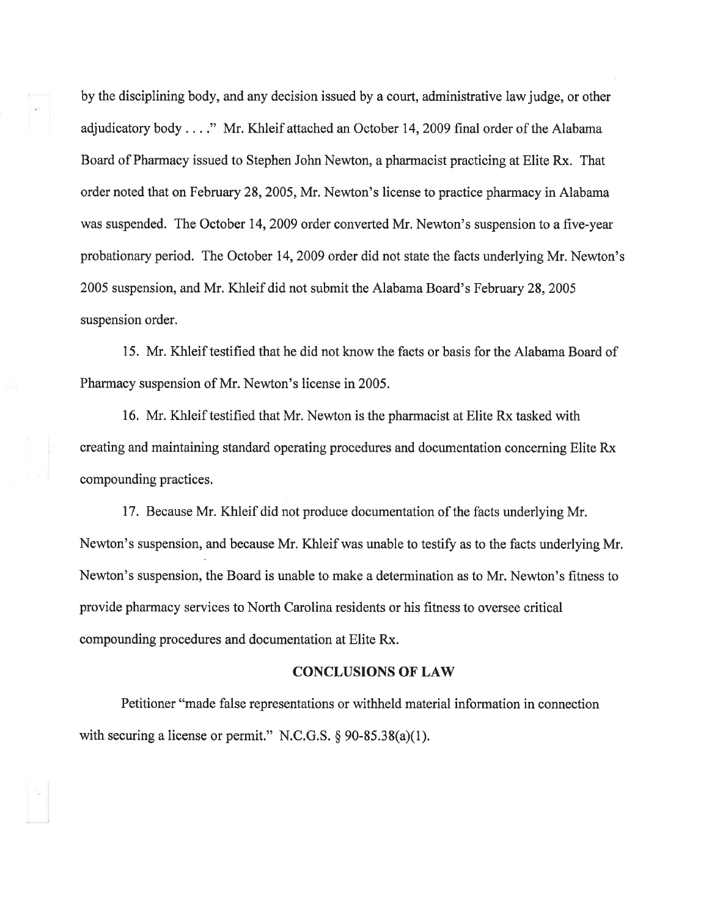by the disciplining body, and any decision issued by a court, administrative law judge, or other adjudicatory body . . . ." Mr. Khleif attached an October 14, 2009 final order of the Alabama Board of Pharmacy issued to Stephen John Newton, a pharmacist practicing at Elite Rx. That order noted that on February 28, 2005, Mr. Newton's license to practice pharmacy in Alabama was suspended. The October 14, 2009 order converted Mr. Newton's suspension to a five-year probationary period. The October 14, 2009 order did not state the facts underlying Mr. Newton's 2005 suspension, and Mr. Khleif did not submit the Alabama Board's February 28, 2005 suspension order.

15. Mr. Khleif testified that he did not know the facts or basis for the Alabama Board of Pharmacy suspension of Mr. Newton's license in 2005.

16. Mr. Khleif testified that Mr. Newton is the pharmacist at Elite Rx tasked with creating and maintaining standard operating procedures and documentation concerning Elite Rx compounding practices.

17. Because Mr. Khleif did not produce documentation of the facts underlying Mr. Newton's suspension, and because Mr. Khleif was unable to testify as to the facts underlying Mr. Newton's suspension, the Board is unable to make a determination as to Mr. Newton's fitness to provide pharmacy services to North Carolina residents or his fitness to oversee critical compounding procedures and documentation at Elite Rx.

## CONCLUSIONS OF LAW

Petitioner "made false representations or withheld material information in connection with securing a license or permit." N.C.G.S. § 90-85.38(a)(1).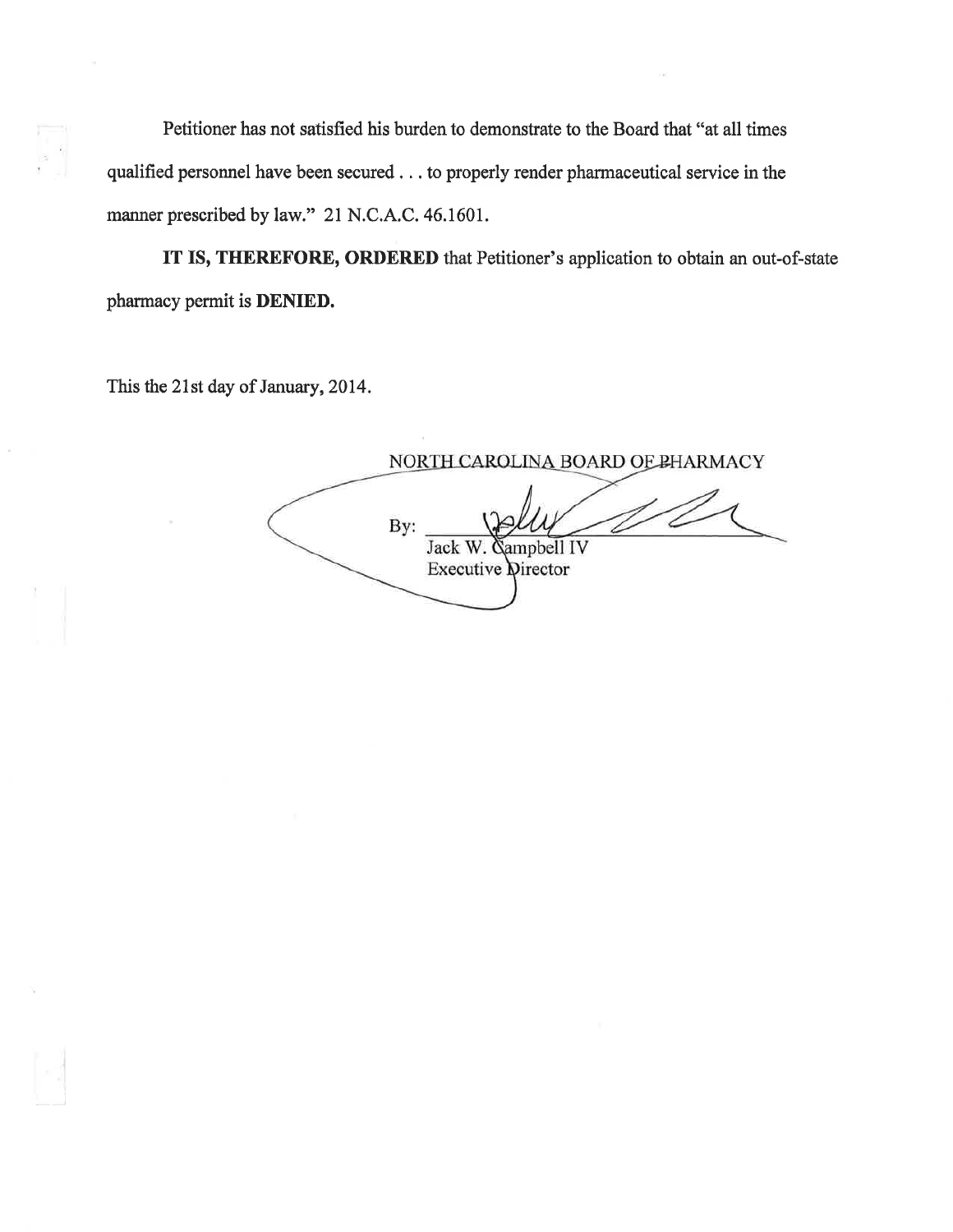Petitioner has not satisfied his burden to demonstrate to the Board that "at all times qualified personnel have been secured . . . to properly render pharmaceutical service in the manner prescribed by law." 21 N.C.A.C. 46.1601.

**IT IS, THEREFORE, ORDERED** that Petitioner's application to obtain an out-of-state pharmacy permit is **DENIED.**

This the 21st day of January, 2014.

NORTH CAROLINA BOARD OF PHARMACY

By: ______________________
Jack W. Campbell IV
Executive Director